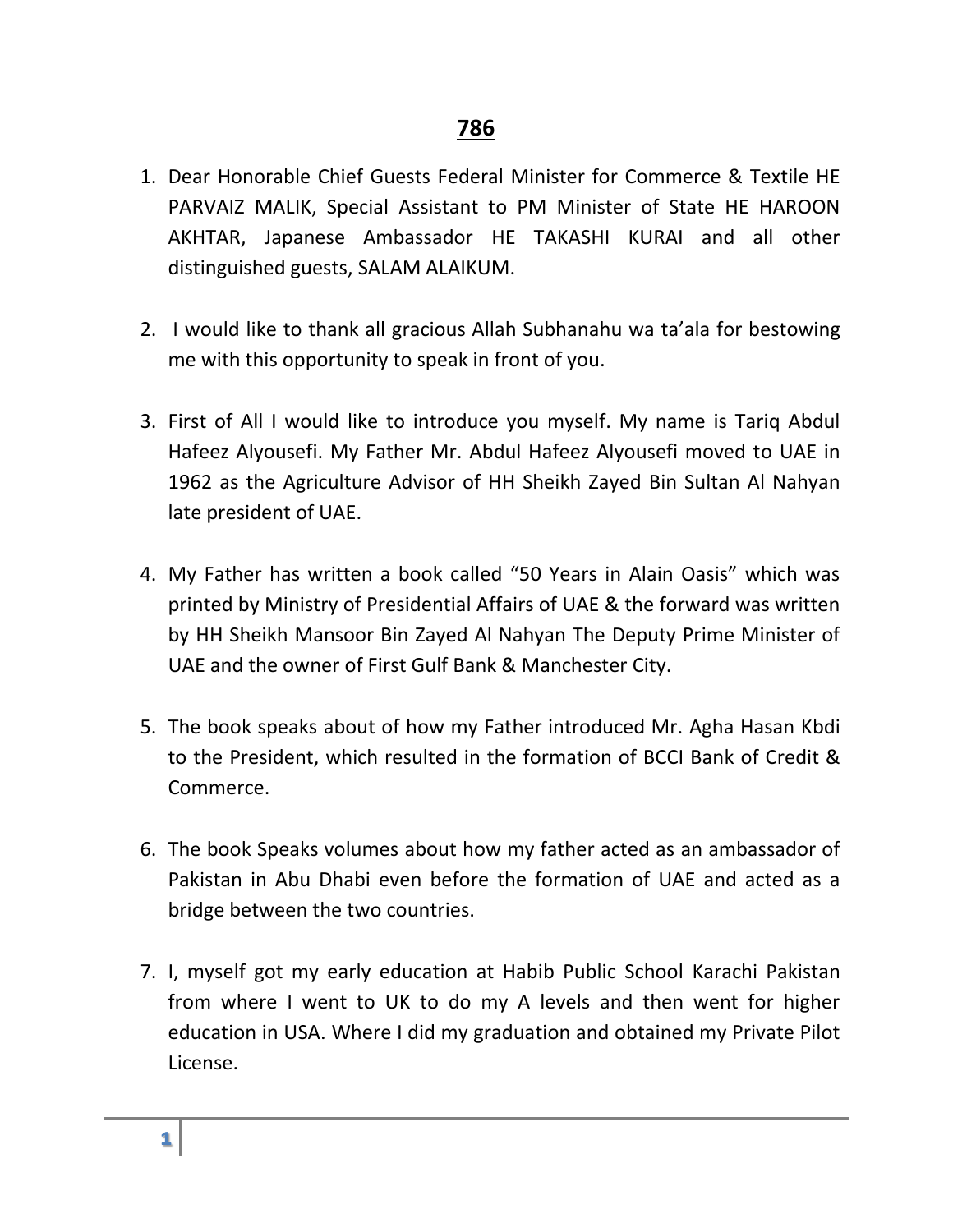# **786**

1. Dear Honorable Chief Guests Federal Minister for Commerce & Textile HE PARVAIZ MALIK, Special Assistant to PM Minister of State HE HAROON AKHTAR, Japanese Ambassador HE TAKASHI KURAI and all other distinguished guests, SALAM ALAIKUM.

2. I would like to thank all gracious Allah Subhanahu wa ta'ala for bestowing me with this opportunity to speak in front of you.

3. First of All I would like to introduce you myself. My name is Tariq Abdul Hafeez Alyousefi. My Father Mr. Abdul Hafeez Alyousefi moved to UAE in 1962 as the Agriculture Advisor of HH Sheikh Zayed Bin Sultan Al Nahyan late president of UAE.

4. My Father has written a book called "50 Years in Alain Oasis" which was printed by Ministry of Presidential Affairs of UAE & the forward was written by HH Sheikh Mansoor Bin Zayed Al Nahyan The Deputy Prime Minister of UAE and the owner of First Gulf Bank & Manchester City.

5. The book speaks about of how my Father introduced Mr. Agha Hasan Kbdi to the President, which resulted in the formation of BCCI Bank of Credit & Commerce.

6. The book Speaks volumes about how my father acted as an ambassador of Pakistan in Abu Dhabi even before the formation of UAE and acted as a bridge between the two countries.

7. I, myself got my early education at Habib Public School Karachi Pakistan from where I went to UK to do my A levels and then went for higher education in USA. Where I did my graduation and obtained my Private Pilot License.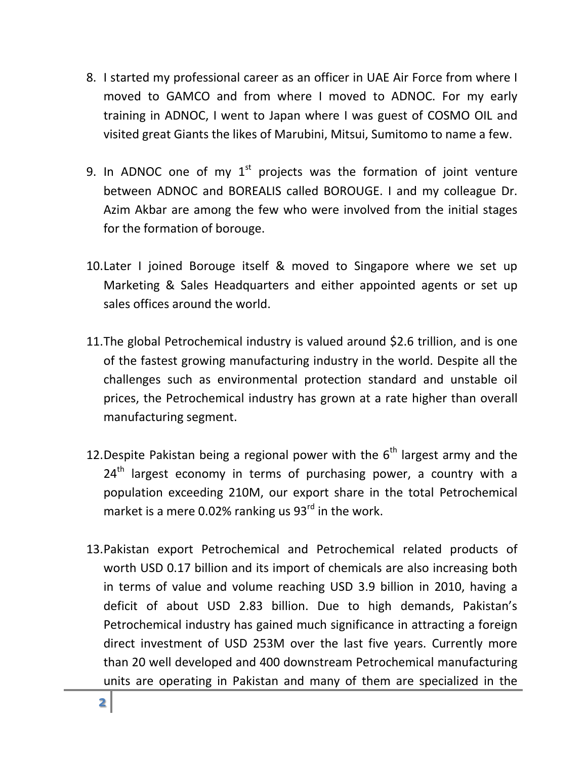8. I started my professional career as an officer in UAE Air Force from where I moved to GAMCO and from where I moved to ADNOC. For my early training in ADNOC, I went to Japan where I was guest of COSMO OIL and visited great Giants the likes of Marubini, Mitsui, Sumitomo to name a few.

9. In ADNOC one of my 1st projects was the formation of joint venture between ADNOC and BOREALIS called BOROUGE. I and my colleague Dr. Azim Akbar are among the few who were involved from the initial stages for the formation of borouge.

10. Later I joined Borouge itself & moved to Singapore where we set up Marketing & Sales Headquarters and either appointed agents or set up sales offices around the world.

11. The global Petrochemical industry is valued around $2.6 trillion, and is one of the fastest growing manufacturing industry in the world. Despite all the challenges such as environmental protection standard and unstable oil prices, the Petrochemical industry has grown at a rate higher than overall manufacturing segment.

12. Despite Pakistan being a regional power with the 6th largest army and the 24th largest economy in terms of purchasing power, a country with a population exceeding 210M, our export share in the total Petrochemical market is a mere 0.02% ranking us 93rd in the work.

13. Pakistan export Petrochemical and Petrochemical related products of worth USD 0.17 billion and its import of chemicals are also increasing both in terms of value and volume reaching USD 3.9 billion in 2010, having a deficit of about USD 2.83 billion. Due to high demands, Pakistan's Petrochemical industry has gained much significance in attracting a foreign direct investment of USD 253M over the last five years. Currently more than 20 well developed and 400 downstream Petrochemical manufacturing units are operating in Pakistan and many of them are specialized in the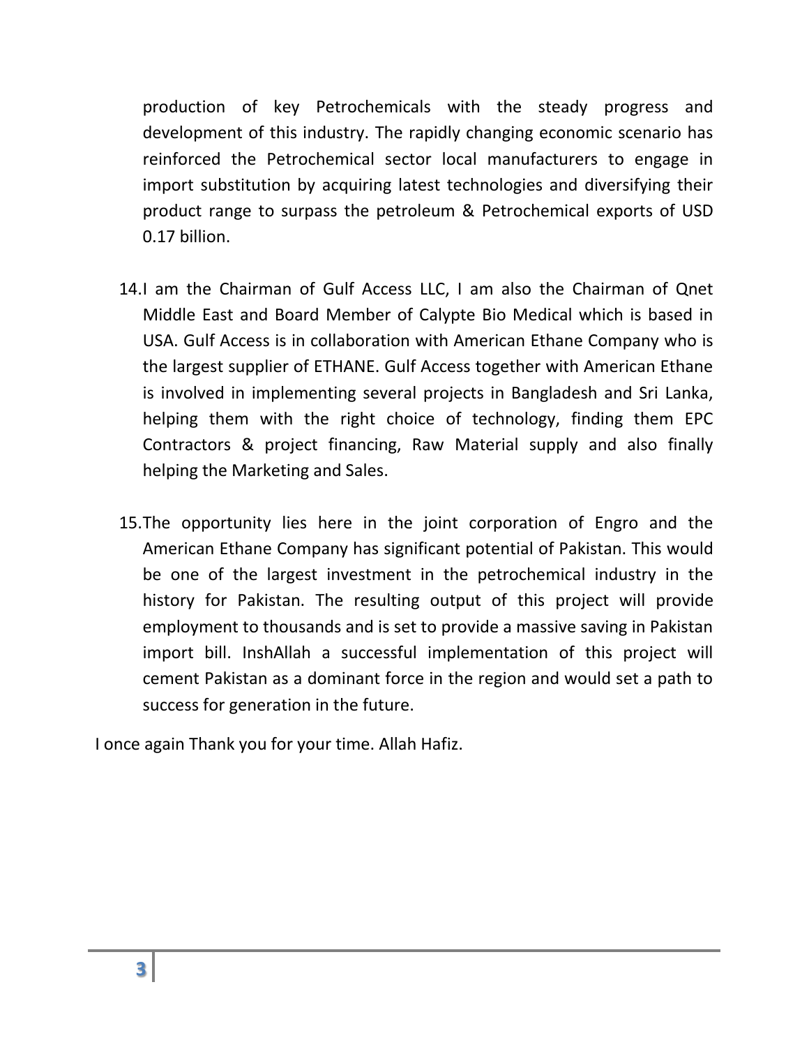production of key Petrochemicals with the steady progress and development of this industry. The rapidly changing economic scenario has reinforced the Petrochemical sector local manufacturers to engage in import substitution by acquiring latest technologies and diversifying their product range to surpass the petroleum & Petrochemical exports of USD 0.17 billion.

14. I am the Chairman of Gulf Access LLC, I am also the Chairman of Qnet Middle East and Board Member of Calypte Bio Medical which is based in USA. Gulf Access is in collaboration with American Ethane Company who is the largest supplier of ETHANE. Gulf Access together with American Ethane is involved in implementing several projects in Bangladesh and Sri Lanka, helping them with the right choice of technology, finding them EPC Contractors & project financing, Raw Material supply and also finally helping the Marketing and Sales.

15. The opportunity lies here in the joint corporation of Engro and the American Ethane Company has significant potential of Pakistan. This would be one of the largest investment in the petrochemical industry in the history for Pakistan. The resulting output of this project will provide employment to thousands and is set to provide a massive saving in Pakistan import bill. InshAllah a successful implementation of this project will cement Pakistan as a dominant force in the region and would set a path to success for generation in the future.

I once again Thank you for your time. Allah Hafiz.